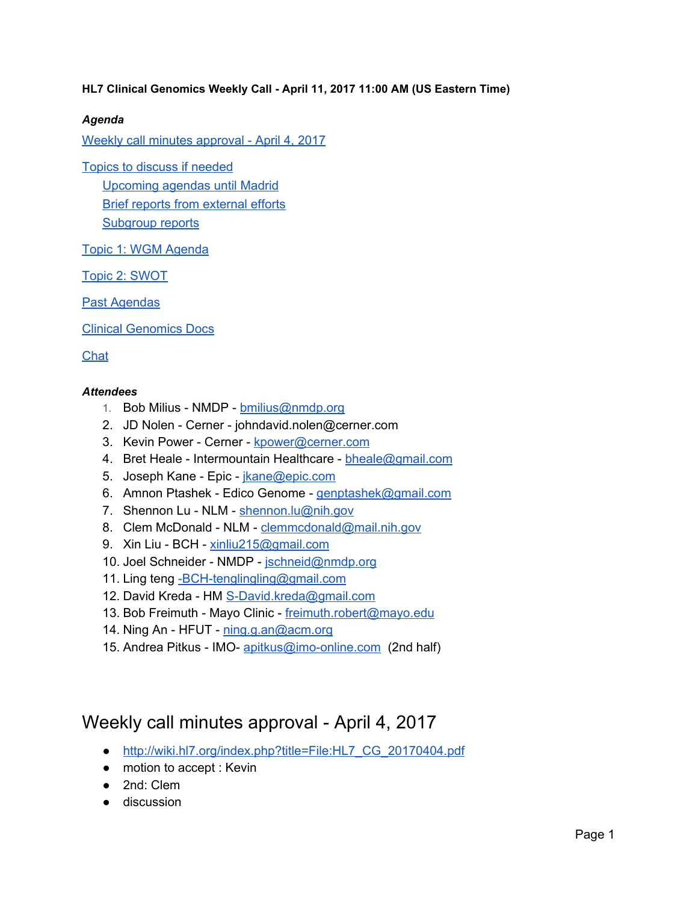**HL7 Clinical Genomics Weekly Call - April 11, 2017 11:00 AM (US Eastern Time)**

***Agenda***

Weekly call minutes approval - April 4, 2017

Topics to discuss if needed

- Upcoming agendas until Madrid
- Brief reports from external efforts
- Subgroup reports

Topic 1: WGM Agenda

Topic 2: SWOT

Past Agendas

Clinical Genomics Docs

Chat

***Attendees***

1. Bob Milius - NMDP - bmilius@nmdp.org
2. JD Nolen - Cerner - johndavid.nolen@cerner.com
3. Kevin Power - Cerner - kpower@cerner.com
4. Bret Heale - Intermountain Healthcare - bheale@gmail.com
5. Joseph Kane - Epic - jkane@epic.com
6. Amnon Ptashek - Edico Genome - genptashek@gmail.com
7. Shennon Lu - NLM - shennon.lu@nih.gov
8. Clem McDonald - NLM - clemmcdonald@mail.nih.gov
9. Xin Liu - BCH - xinliu215@gmail.com
10. Joel Schneider - NMDP - jschneid@nmdp.org
11. Ling teng -BCH-tenglingling@gmail.com
12. David Kreda - HM S-David.kreda@gmail.com
13. Bob Freimuth - Mayo Clinic - freimuth.robert@mayo.edu
14. Ning An - HFUT - ning.g.an@acm.org
15. Andrea Pitkus - IMO- apitkus@imo-online.com (2nd half)

# Weekly call minutes approval - April 4, 2017

- http://wiki.hl7.org/index.php?title=File:HL7_CG_20170404.pdf
- motion to accept : Kevin
- 2nd: Clem
- discussion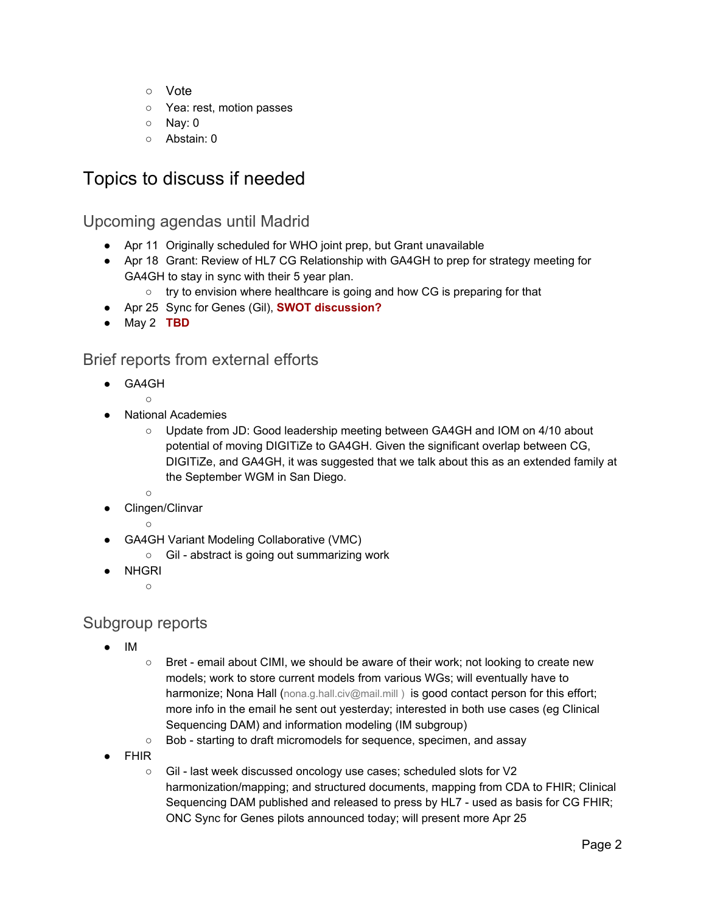- Vote
  - Yea: rest, motion passes
  - Nay: 0
  - Abstain: 0

# Topics to discuss if needed

## Upcoming agendas until Madrid

- Apr 11  Originally scheduled for WHO joint prep, but Grant unavailable
- Apr 18  Grant: Review of HL7 CG Relationship with GA4GH to prep for strategy meeting for GA4GH to stay in sync with their 5 year plan.
  - try to envision where healthcare is going and how CG is preparing for that
- Apr 25  Sync for Genes (Gil), **SWOT discussion?**
- May 2   **TBD**

## Brief reports from external efforts

- GA4GH
  - 
- National Academies
  - Update from JD: Good leadership meeting between GA4GH and IOM on 4/10 about potential of moving DIGITiZe to GA4GH. Given the significant overlap between CG, DIGITiZe, and GA4GH, it was suggested that we talk about this as an extended family at the September WGM in San Diego.
  - 
- Clingen/Clinvar
  - 
- GA4GH Variant Modeling Collaborative (VMC)
  - Gil - abstract is going out summarizing work
- NHGRI
  - 

## Subgroup reports

- IM
  - Bret - email about CIMI, we should be aware of their work; not looking to create new models; work to store current models from various WGs; will eventually have to harmonize; Nona Hall (nona.g.hall.civ@mail.mill ) is good contact person for this effort; more info in the email he sent out yesterday; interested in both use cases (eg Clinical Sequencing DAM) and information modeling (IM subgroup)
  - Bob - starting to draft micromodels for sequence, specimen, and assay
- FHIR
  - Gil - last week discussed oncology use cases; scheduled slots for V2 harmonization/mapping; and structured documents, mapping from CDA to FHIR; Clinical Sequencing DAM published and released to press by HL7 - used as basis for CG FHIR; ONC Sync for Genes pilots announced today; will present more Apr 25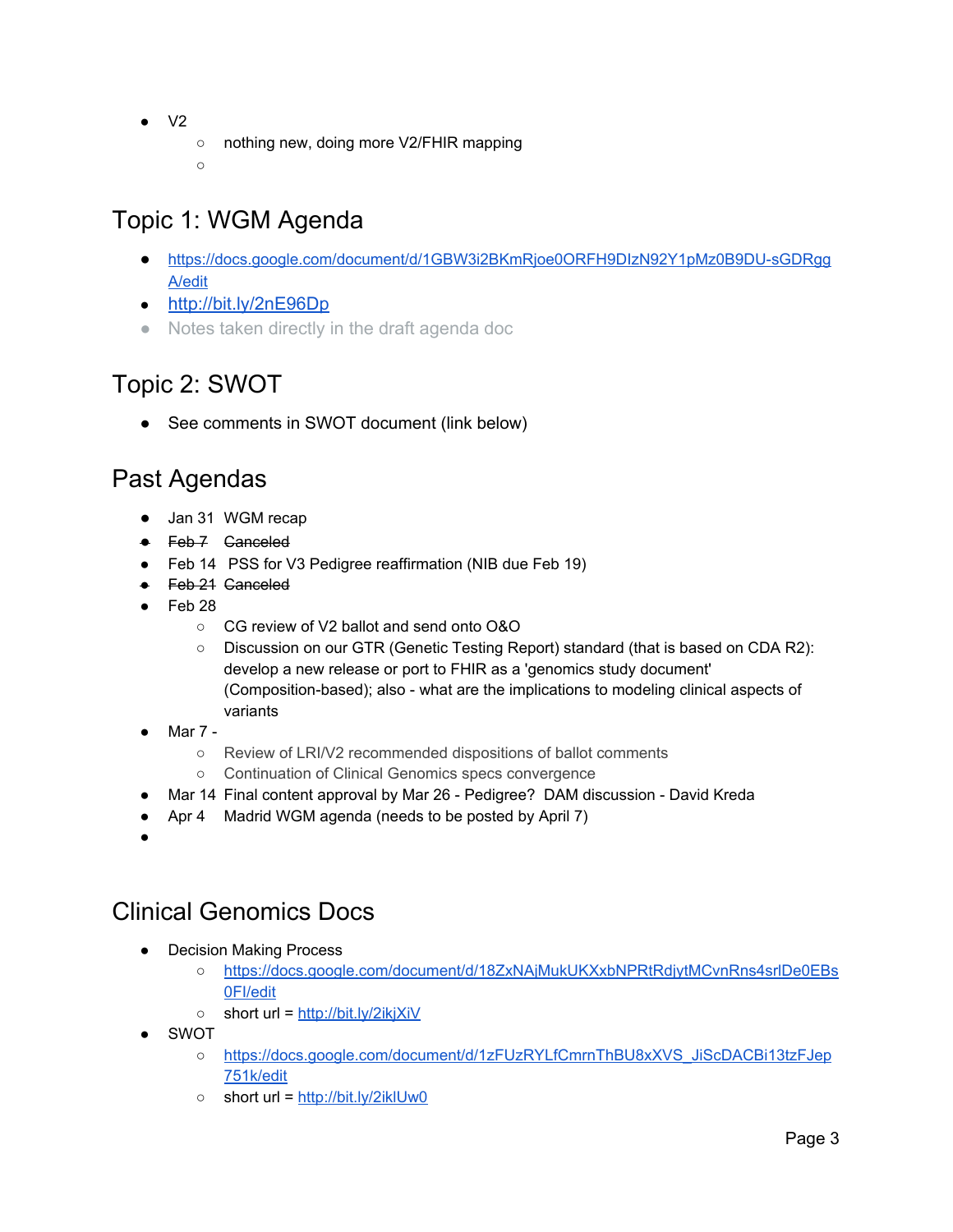- V2
    - nothing new, doing more V2/FHIR mapping
    -

## Topic 1: WGM Agenda

- https://docs.google.com/document/d/1GBW3i2BKmRjoe0ORFH9DIzN92Y1pMz0B9DU-sGDRggA/edit
- http://bit.ly/2nE96Dp
- Notes taken directly in the draft agenda doc

## Topic 2: SWOT

- See comments in SWOT document (link below)

## Past Agendas

- Jan 31 WGM recap
- ~~Feb 7 Canceled~~
- Feb 14 PSS for V3 Pedigree reaffirmation (NIB due Feb 19)
- ~~Feb 21 Canceled~~
- Feb 28
    - CG review of V2 ballot and send onto O&O
    - Discussion on our GTR (Genetic Testing Report) standard (that is based on CDA R2): develop a new release or port to FHIR as a 'genomics study document' (Composition-based); also - what are the implications to modeling clinical aspects of variants
- Mar 7 -
    - Review of LRI/V2 recommended dispositions of ballot comments
    - Continuation of Clinical Genomics specs convergence
- Mar 14 Final content approval by Mar 26 - Pedigree? DAM discussion - David Kreda
- Apr 4 Madrid WGM agenda (needs to be posted by April 7)
-

## Clinical Genomics Docs

- Decision Making Process
    - https://docs.google.com/document/d/18ZxNAjMukUKXxbNPRtRdjytMCvnRns4srlDe0EBs0FI/edit
    - short url = http://bit.ly/2ikjXiV
- SWOT
    - https://docs.google.com/document/d/1zFUzRYLfCmrnThBU8xXVS_JiScDACBi13tzFJep751k/edit
    - short url = http://bit.ly/2iklUw0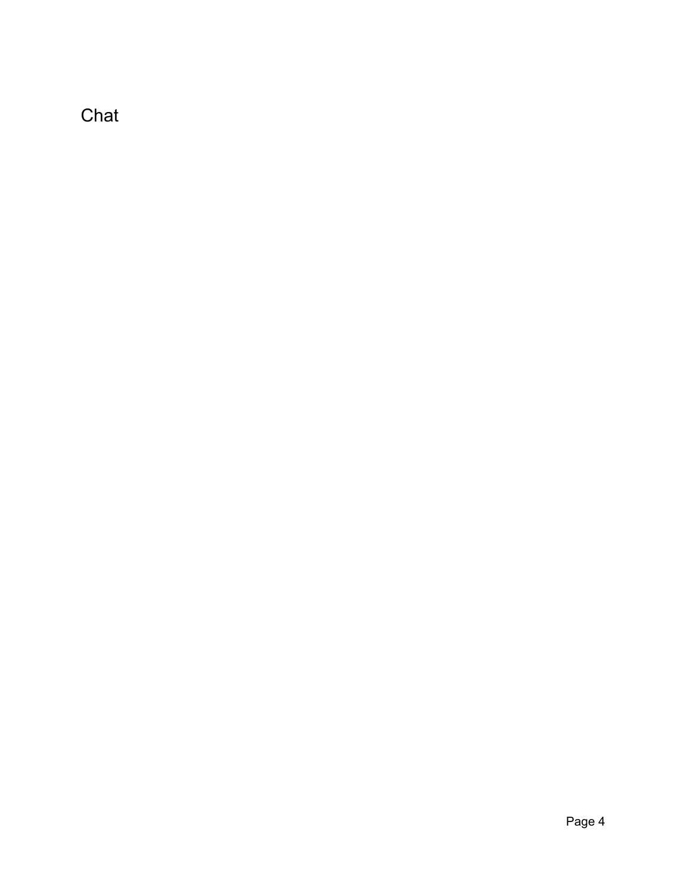Chat